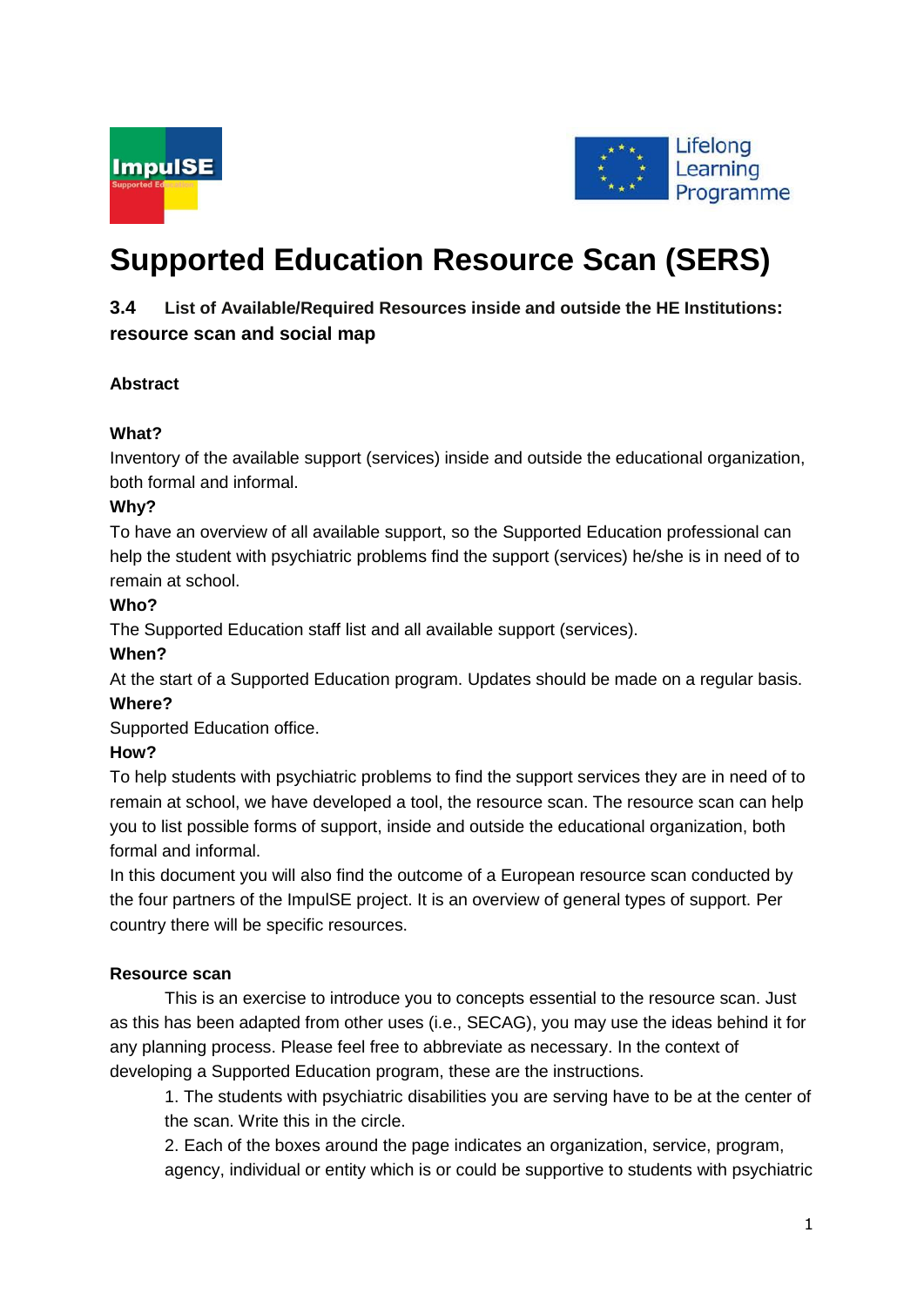# Supported Education Resource Scan (SERS)

## 3.4 List of Available/Required Resources inside and outside the HE Institutions: resource scan and social map

**Abstract**

**What?**
Inventory of the available support (services) inside and outside the educational organization, both formal and informal.

**Why?**
To have an overview of all available support, so the Supported Education professional can help the student with psychiatric problems find the support (services) he/she is in need of to remain at school.

**Who?**
The Supported Education staff list and all available support (services).

**When?**
At the start of a Supported Education program. Updates should be made on a regular basis.

**Where?**
Supported Education office.

**How?**
To help students with psychiatric problems to find the support services they are in need of to remain at school, we have developed a tool, the resource scan. The resource scan can help you to list possible forms of support, inside and outside the educational organization, both formal and informal.
In this document you will also find the outcome of a European resource scan conducted by the four partners of the ImpulSE project. It is an overview of general types of support. Per country there will be specific resources.

**Resource scan**

This is an exercise to introduce you to concepts essential to the resource scan. Just as this has been adapted from other uses (i.e., SECAG), you may use the ideas behind it for any planning process. Please feel free to abbreviate as necessary. In the context of developing a Supported Education program, these are the instructions.

1. The students with psychiatric disabilities you are serving have to be at the center of the scan. Write this in the circle.
2. Each of the boxes around the page indicates an organization, service, program, agency, individual or entity which is or could be supportive to students with psychiatric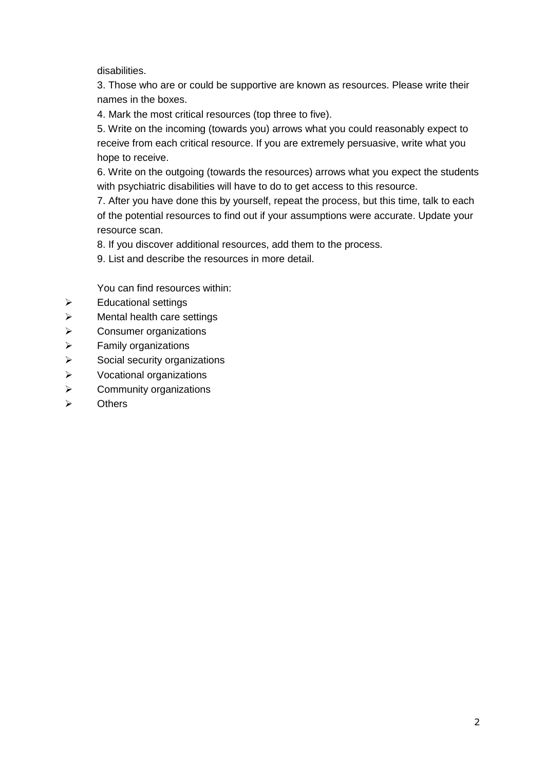disabilities.

3. Those who are or could be supportive are known as resources. Please write their names in the boxes.
4. Mark the most critical resources (top three to five).
5. Write on the incoming (towards you) arrows what you could reasonably expect to receive from each critical resource. If you are extremely persuasive, write what you hope to receive.
6. Write on the outgoing (towards the resources) arrows what you expect the students with psychiatric disabilities will have to do to get access to this resource.
7. After you have done this by yourself, repeat the process, but this time, talk to each of the potential resources to find out if your assumptions were accurate. Update your resource scan.
8. If you discover additional resources, add them to the process.
9. List and describe the resources in more detail.

You can find resources within:

- Educational settings
- Mental health care settings
- Consumer organizations
- Family organizations
- Social security organizations
- Vocational organizations
- Community organizations
- Others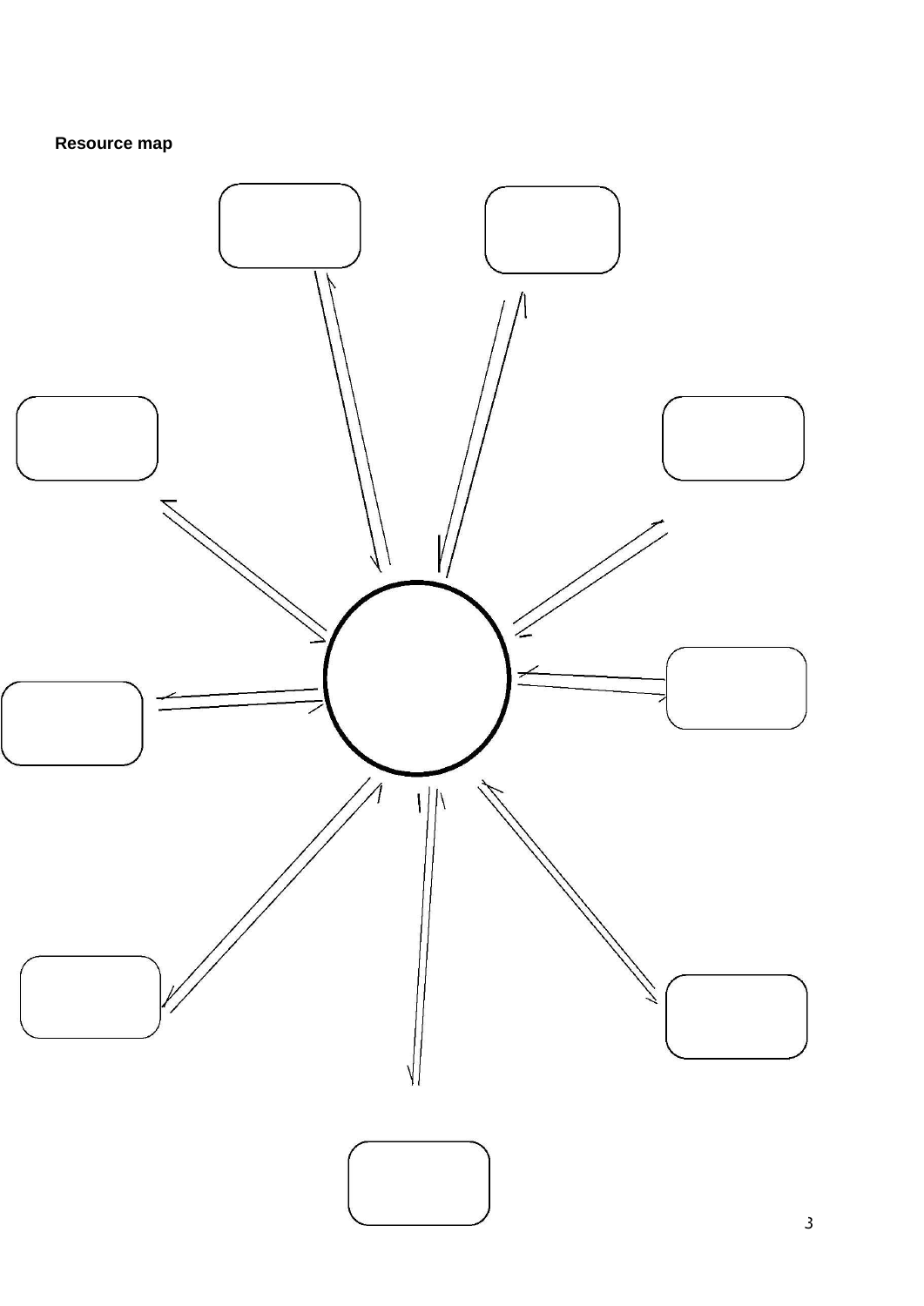**Resource map**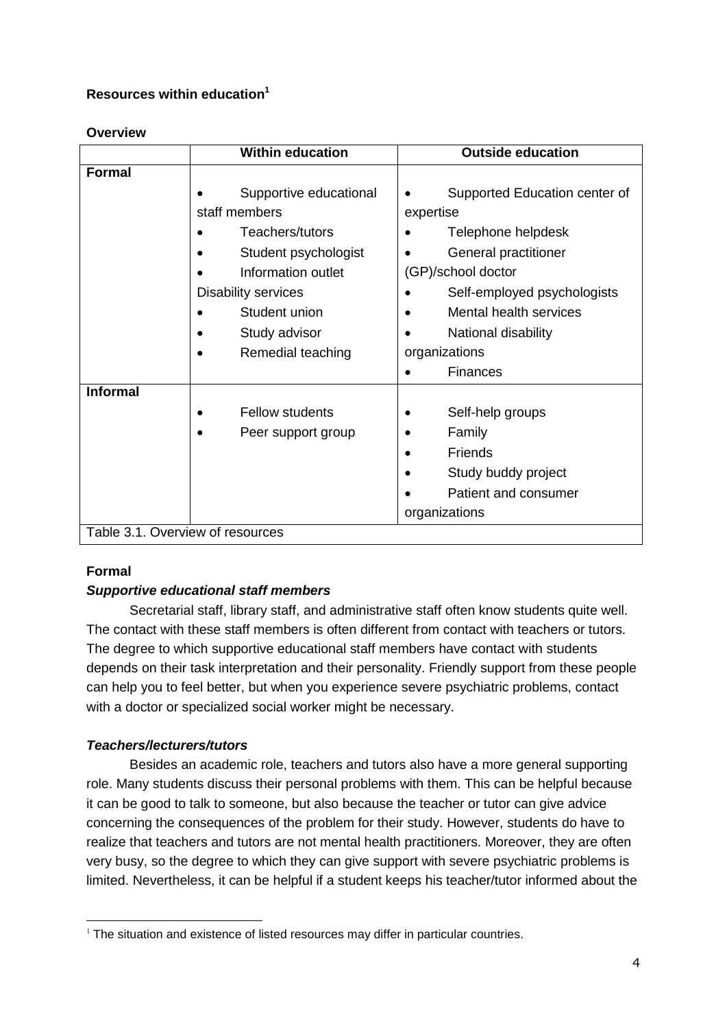**Resources within education**[1]

**Overview**

| | **Within education** | **Outside education** |
|---|---|---|
| **Formal** | • Supportive educational staff members<br>• Teachers/tutors<br>• Student psychologist<br>• Information outlet Disability services<br>• Student union<br>• Study advisor<br>• Remedial teaching | • Supported Education center of expertise<br>• Telephone helpdesk<br>• General practitioner (GP)/school doctor<br>• Self-employed psychologists<br>• Mental health services<br>• National disability organizations<br>• Finances |
| **Informal** | • Fellow students<br>• Peer support group | • Self-help groups<br>• Family<br>• Friends<br>• Study buddy project<br>• Patient and consumer organizations |

Table 3.1. Overview of resources

**Formal**

***Supportive educational staff members***

Secretarial staff, library staff, and administrative staff often know students quite well. The contact with these staff members is often different from contact with teachers or tutors. The degree to which supportive educational staff members have contact with students depends on their task interpretation and their personality. Friendly support from these people can help you to feel better, but when you experience severe psychiatric problems, contact with a doctor or specialized social worker might be necessary.

***Teachers/lecturers/tutors***

Besides an academic role, teachers and tutors also have a more general supporting role. Many students discuss their personal problems with them. This can be helpful because it can be good to talk to someone, but also because the teacher or tutor can give advice concerning the consequences of the problem for their study. However, students do have to realize that teachers and tutors are not mental health practitioners. Moreover, they are often very busy, so the degree to which they can give support with severe psychiatric problems is limited. Nevertheless, it can be helpful if a student keeps his teacher/tutor informed about the

[1] The situation and existence of listed resources may differ in particular countries.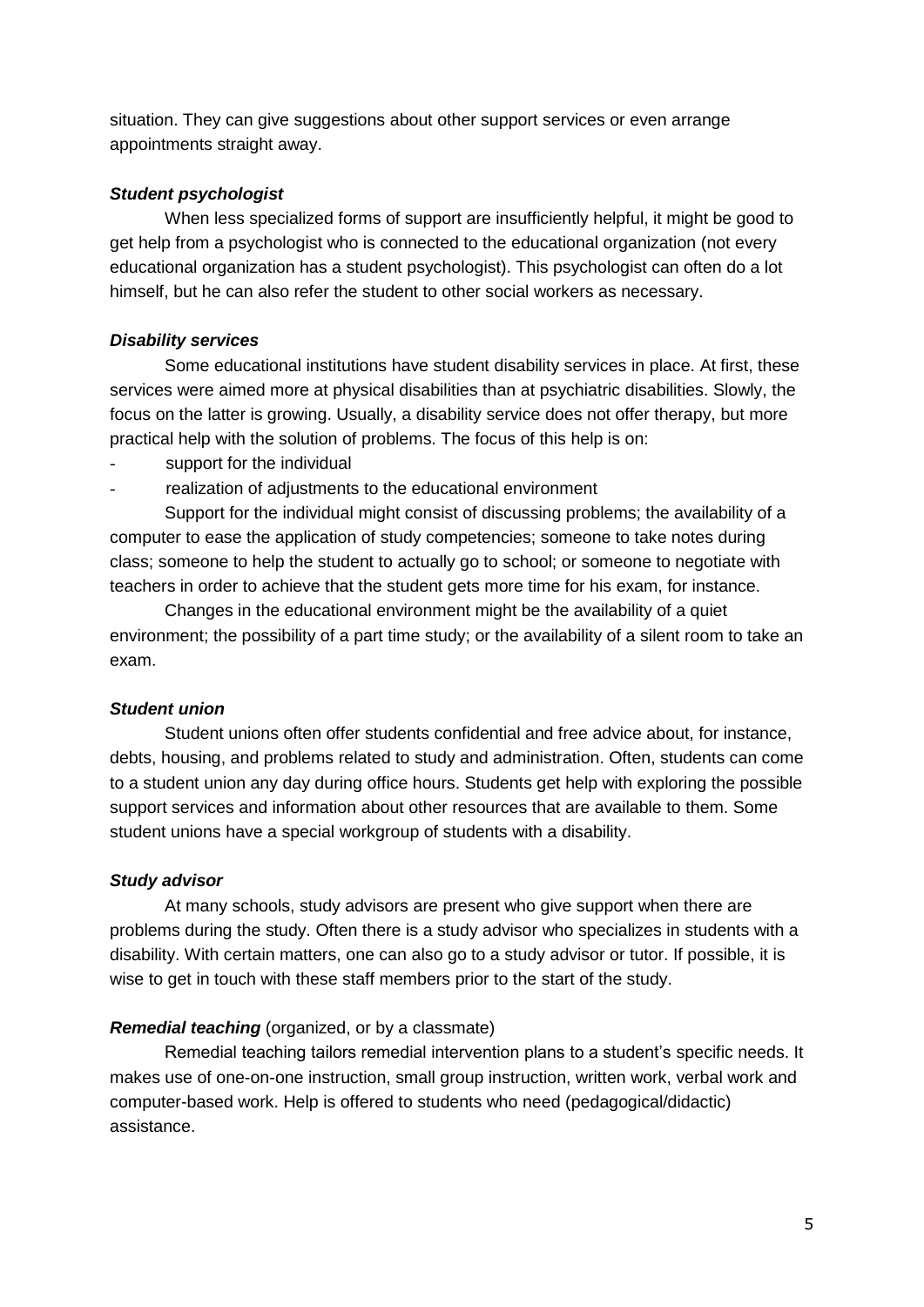situation. They can give suggestions about other support services or even arrange appointments straight away.

### *Student psychologist*

When less specialized forms of support are insufficiently helpful, it might be good to get help from a psychologist who is connected to the educational organization (not every educational organization has a student psychologist). This psychologist can often do a lot himself, but he can also refer the student to other social workers as necessary.

### *Disability services*

Some educational institutions have student disability services in place. At first, these services were aimed more at physical disabilities than at psychiatric disabilities. Slowly, the focus on the latter is growing. Usually, a disability service does not offer therapy, but more practical help with the solution of problems. The focus of this help is on:

- support for the individual
- realization of adjustments to the educational environment

Support for the individual might consist of discussing problems; the availability of a computer to ease the application of study competencies; someone to take notes during class; someone to help the student to actually go to school; or someone to negotiate with teachers in order to achieve that the student gets more time for his exam, for instance.

Changes in the educational environment might be the availability of a quiet environment; the possibility of a part time study; or the availability of a silent room to take an exam.

### *Student union*

Student unions often offer students confidential and free advice about, for instance, debts, housing, and problems related to study and administration. Often, students can come to a student union any day during office hours. Students get help with exploring the possible support services and information about other resources that are available to them. Some student unions have a special workgroup of students with a disability.

### *Study advisor*

At many schools, study advisors are present who give support when there are problems during the study. Often there is a study advisor who specializes in students with a disability. With certain matters, one can also go to a study advisor or tutor. If possible, it is wise to get in touch with these staff members prior to the start of the study.

### ***Remedial teaching*** (organized, or by a classmate)

Remedial teaching tailors remedial intervention plans to a student's specific needs. It makes use of one-on-one instruction, small group instruction, written work, verbal work and computer-based work. Help is offered to students who need (pedagogical/didactic) assistance.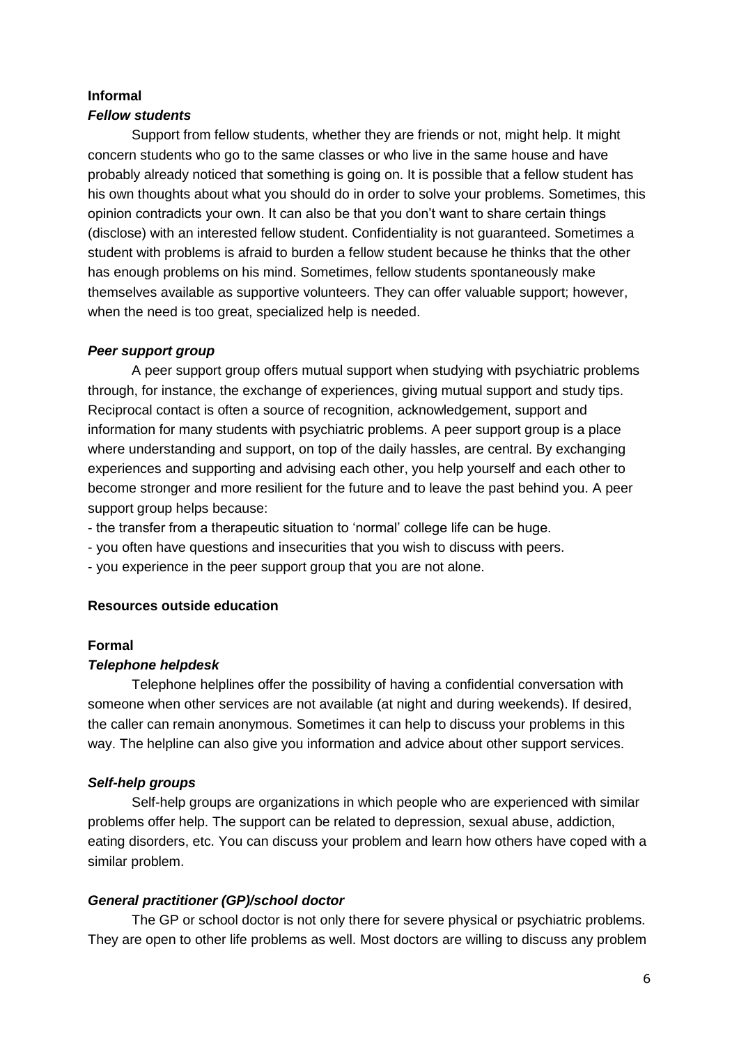**Informal**

***Fellow students***

Support from fellow students, whether they are friends or not, might help. It might concern students who go to the same classes or who live in the same house and have probably already noticed that something is going on. It is possible that a fellow student has his own thoughts about what you should do in order to solve your problems. Sometimes, this opinion contradicts your own. It can also be that you don't want to share certain things (disclose) with an interested fellow student. Confidentiality is not guaranteed. Sometimes a student with problems is afraid to burden a fellow student because he thinks that the other has enough problems on his mind. Sometimes, fellow students spontaneously make themselves available as supportive volunteers. They can offer valuable support; however, when the need is too great, specialized help is needed.

***Peer support group***

A peer support group offers mutual support when studying with psychiatric problems through, for instance, the exchange of experiences, giving mutual support and study tips. Reciprocal contact is often a source of recognition, acknowledgement, support and information for many students with psychiatric problems. A peer support group is a place where understanding and support, on top of the daily hassles, are central. By exchanging experiences and supporting and advising each other, you help yourself and each other to become stronger and more resilient for the future and to leave the past behind you. A peer support group helps because:

- the transfer from a therapeutic situation to 'normal' college life can be huge.
- you often have questions and insecurities that you wish to discuss with peers.
- you experience in the peer support group that you are not alone.

**Resources outside education**

**Formal**

***Telephone helpdesk***

Telephone helplines offer the possibility of having a confidential conversation with someone when other services are not available (at night and during weekends). If desired, the caller can remain anonymous. Sometimes it can help to discuss your problems in this way. The helpline can also give you information and advice about other support services.

***Self-help groups***

Self-help groups are organizations in which people who are experienced with similar problems offer help. The support can be related to depression, sexual abuse, addiction, eating disorders, etc. You can discuss your problem and learn how others have coped with a similar problem.

***General practitioner (GP)/school doctor***

The GP or school doctor is not only there for severe physical or psychiatric problems. They are open to other life problems as well. Most doctors are willing to discuss any problem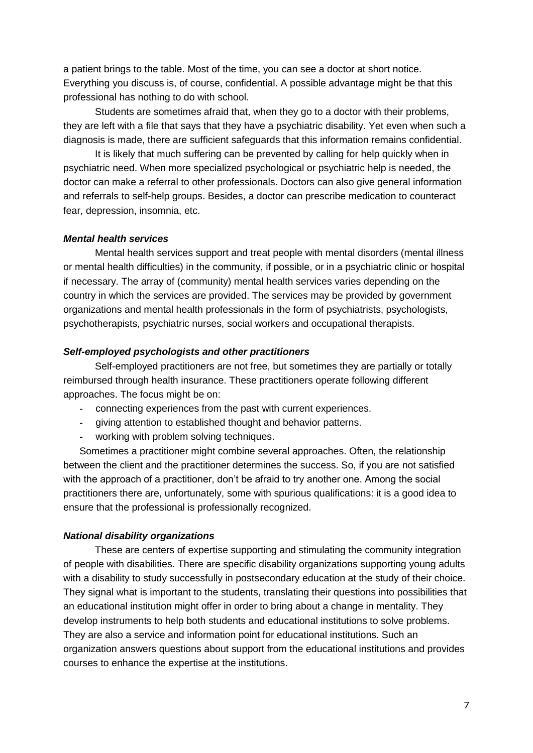a patient brings to the table. Most of the time, you can see a doctor at short notice. Everything you discuss is, of course, confidential. A possible advantage might be that this professional has nothing to do with school.

Students are sometimes afraid that, when they go to a doctor with their problems, they are left with a file that says that they have a psychiatric disability. Yet even when such a diagnosis is made, there are sufficient safeguards that this information remains confidential.

It is likely that much suffering can be prevented by calling for help quickly when in psychiatric need. When more specialized psychological or psychiatric help is needed, the doctor can make a referral to other professionals. Doctors can also give general information and referrals to self-help groups. Besides, a doctor can prescribe medication to counteract fear, depression, insomnia, etc.

***Mental health services***

Mental health services support and treat people with mental disorders (mental illness or mental health difficulties) in the community, if possible, or in a psychiatric clinic or hospital if necessary. The array of (community) mental health services varies depending on the country in which the services are provided. The services may be provided by government organizations and mental health professionals in the form of psychiatrists, psychologists, psychotherapists, psychiatric nurses, social workers and occupational therapists.

***Self-employed psychologists and other practitioners***

Self-employed practitioners are not free, but sometimes they are partially or totally reimbursed through health insurance. These practitioners operate following different approaches. The focus might be on:

- connecting experiences from the past with current experiences.
- giving attention to established thought and behavior patterns.
- working with problem solving techniques.

Sometimes a practitioner might combine several approaches. Often, the relationship between the client and the practitioner determines the success. So, if you are not satisfied with the approach of a practitioner, don't be afraid to try another one. Among the social practitioners there are, unfortunately, some with spurious qualifications: it is a good idea to ensure that the professional is professionally recognized.

***National disability organizations***

These are centers of expertise supporting and stimulating the community integration of people with disabilities. There are specific disability organizations supporting young adults with a disability to study successfully in postsecondary education at the study of their choice. They signal what is important to the students, translating their questions into possibilities that an educational institution might offer in order to bring about a change in mentality. They develop instruments to help both students and educational institutions to solve problems. They are also a service and information point for educational institutions. Such an organization answers questions about support from the educational institutions and provides courses to enhance the expertise at the institutions.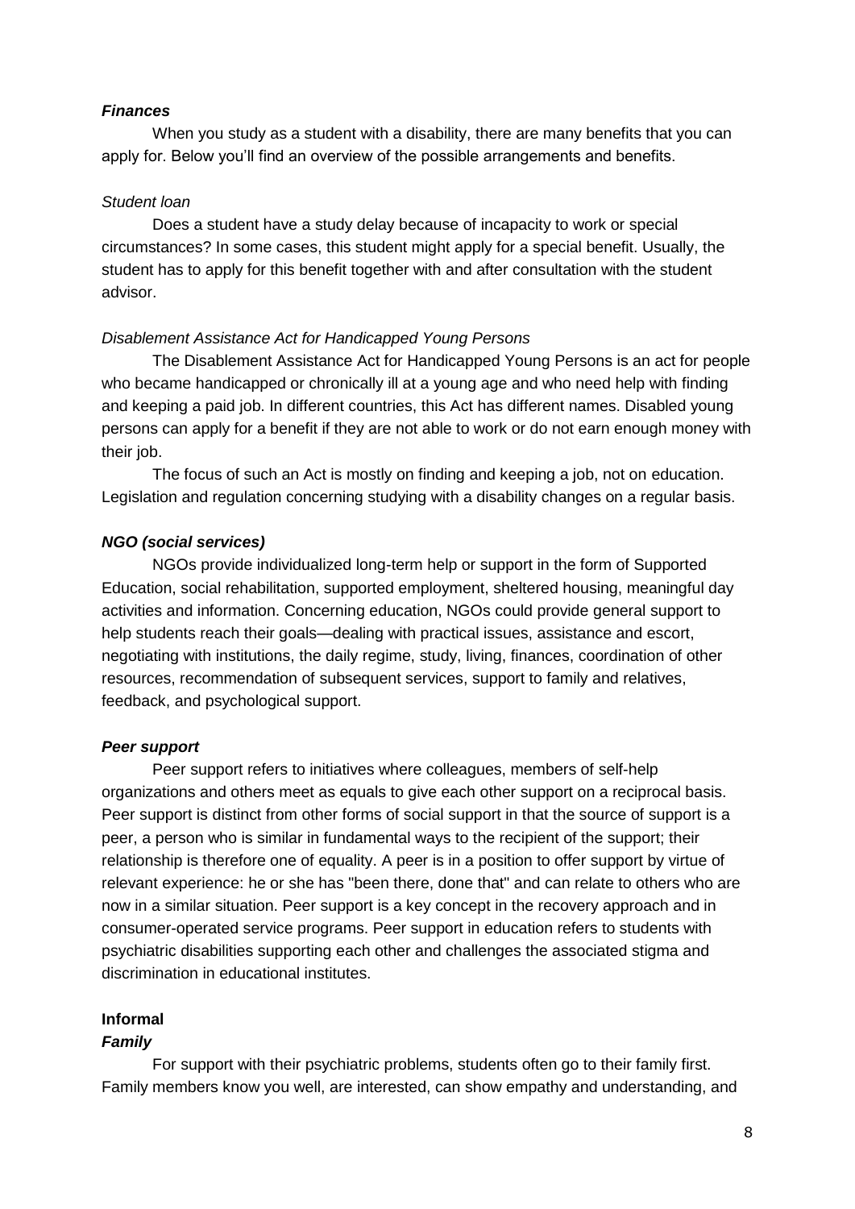***Finances***

When you study as a student with a disability, there are many benefits that you can apply for. Below you'll find an overview of the possible arrangements and benefits.

*Student loan*

Does a student have a study delay because of incapacity to work or special circumstances? In some cases, this student might apply for a special benefit. Usually, the student has to apply for this benefit together with and after consultation with the student advisor.

*Disablement Assistance Act for Handicapped Young Persons*

The Disablement Assistance Act for Handicapped Young Persons is an act for people who became handicapped or chronically ill at a young age and who need help with finding and keeping a paid job. In different countries, this Act has different names. Disabled young persons can apply for a benefit if they are not able to work or do not earn enough money with their job.

The focus of such an Act is mostly on finding and keeping a job, not on education. Legislation and regulation concerning studying with a disability changes on a regular basis.

***NGO (social services)***

NGOs provide individualized long-term help or support in the form of Supported Education, social rehabilitation, supported employment, sheltered housing, meaningful day activities and information. Concerning education, NGOs could provide general support to help students reach their goals—dealing with practical issues, assistance and escort, negotiating with institutions, the daily regime, study, living, finances, coordination of other resources, recommendation of subsequent services, support to family and relatives, feedback, and psychological support.

***Peer support***

Peer support refers to initiatives where colleagues, members of self-help organizations and others meet as equals to give each other support on a reciprocal basis. Peer support is distinct from other forms of social support in that the source of support is a peer, a person who is similar in fundamental ways to the recipient of the support; their relationship is therefore one of equality. A peer is in a position to offer support by virtue of relevant experience: he or she has "been there, done that" and can relate to others who are now in a similar situation. Peer support is a key concept in the recovery approach and in consumer-operated service programs. Peer support in education refers to students with psychiatric disabilities supporting each other and challenges the associated stigma and discrimination in educational institutes.

**Informal**

***Family***

For support with their psychiatric problems, students often go to their family first. Family members know you well, are interested, can show empathy and understanding, and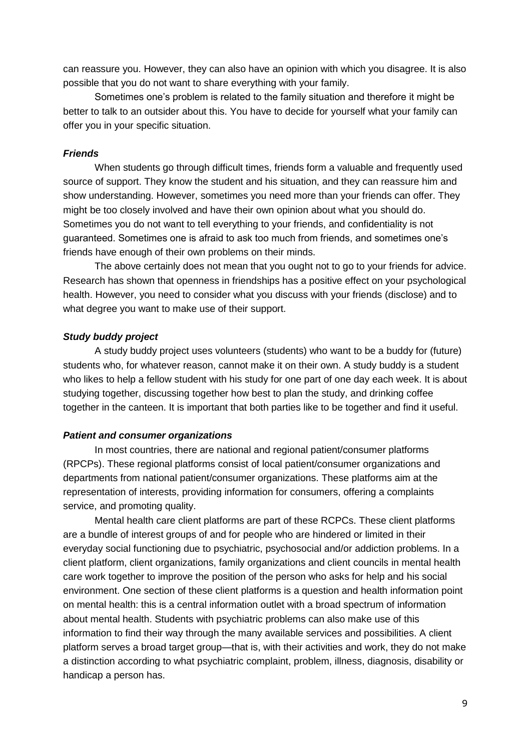can reassure you. However, they can also have an opinion with which you disagree. It is also possible that you do not want to share everything with your family.

Sometimes one's problem is related to the family situation and therefore it might be better to talk to an outsider about this. You have to decide for yourself what your family can offer you in your specific situation.

***Friends***

When students go through difficult times, friends form a valuable and frequently used source of support. They know the student and his situation, and they can reassure him and show understanding. However, sometimes you need more than your friends can offer. They might be too closely involved and have their own opinion about what you should do. Sometimes you do not want to tell everything to your friends, and confidentiality is not guaranteed. Sometimes one is afraid to ask too much from friends, and sometimes one's friends have enough of their own problems on their minds.

The above certainly does not mean that you ought not to go to your friends for advice. Research has shown that openness in friendships has a positive effect on your psychological health. However, you need to consider what you discuss with your friends (disclose) and to what degree you want to make use of their support.

***Study buddy project***

A study buddy project uses volunteers (students) who want to be a buddy for (future) students who, for whatever reason, cannot make it on their own. A study buddy is a student who likes to help a fellow student with his study for one part of one day each week. It is about studying together, discussing together how best to plan the study, and drinking coffee together in the canteen. It is important that both parties like to be together and find it useful.

***Patient and consumer organizations***

In most countries, there are national and regional patient/consumer platforms (RPCPs). These regional platforms consist of local patient/consumer organizations and departments from national patient/consumer organizations. These platforms aim at the representation of interests, providing information for consumers, offering a complaints service, and promoting quality.

Mental health care client platforms are part of these RCPCs. These client platforms are a bundle of interest groups of and for people who are hindered or limited in their everyday social functioning due to psychiatric, psychosocial and/or addiction problems. In a client platform, client organizations, family organizations and client councils in mental health care work together to improve the position of the person who asks for help and his social environment. One section of these client platforms is a question and health information point on mental health: this is a central information outlet with a broad spectrum of information about mental health. Students with psychiatric problems can also make use of this information to find their way through the many available services and possibilities. A client platform serves a broad target group—that is, with their activities and work, they do not make a distinction according to what psychiatric complaint, problem, illness, diagnosis, disability or handicap a person has.